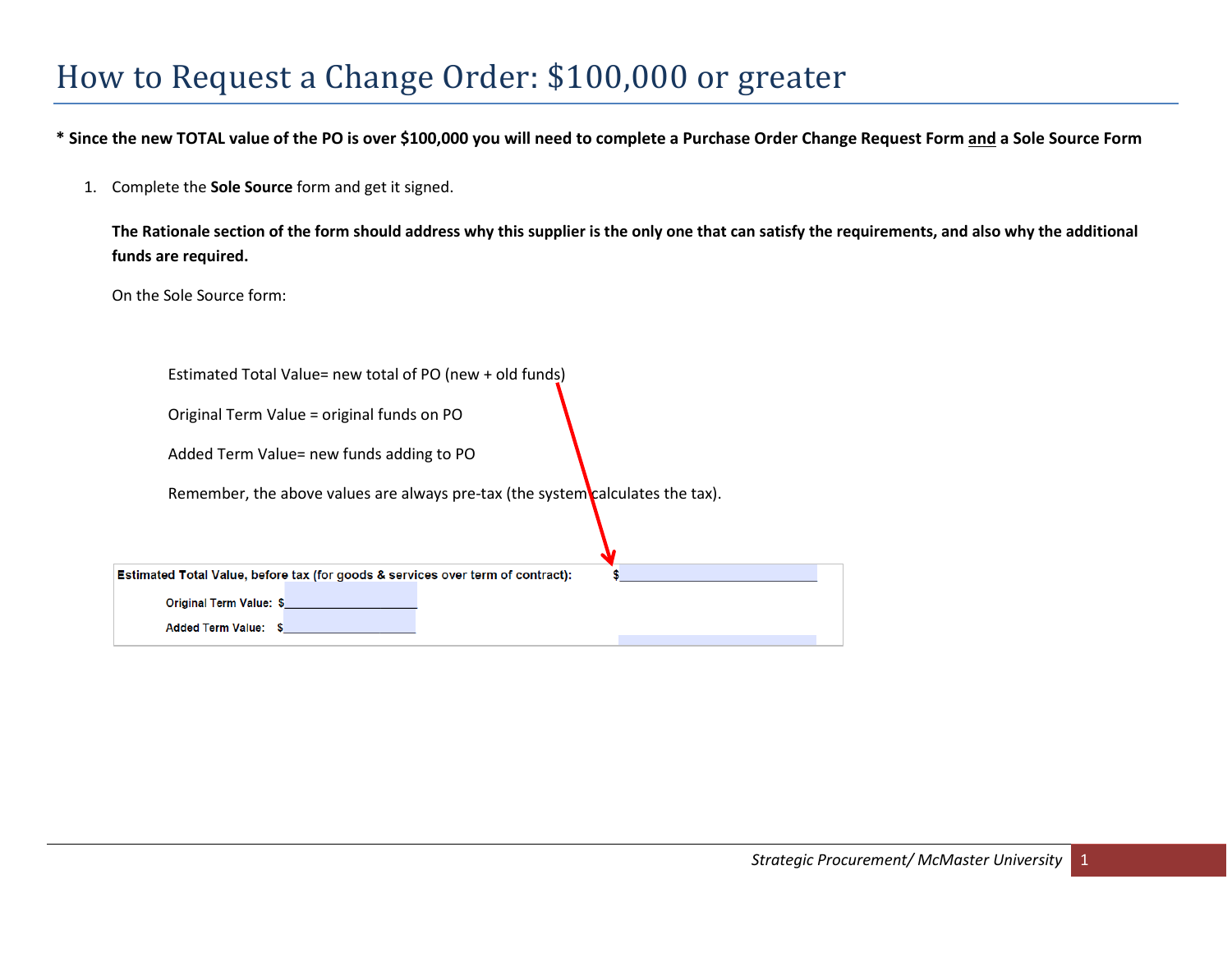# How to Request a Change Order: $100,000 or greater

**\* Since the new TOTAL value of the PO is over $100,000 you will need to complete a Purchase Order Change Request Form <u>and</u> a Sole Source Form**

1. Complete the **Sole Source** form and get it signed.

   **The Rationale section of the form should address why this supplier is the only one that can satisfy the requirements, and also why the additional funds are required.**

   On the Sole Source form:

   Estimated Total Value= new total of PO (new + old funds)

   Original Term Value = original funds on PO

   Added Term Value= new funds adding to PO

   Remember, the above values are always pre-tax (the system calculates the tax).

**Estimated Total Value, before tax (for goods & services over term of contract):** $\_\_\_\_\_\_\_\_\_\_\_\_\_\_\_\_\_\_\_\_\_\_\_\_

**Original Term Value:** $\_\_\_\_\_\_\_\_\_\_\_\_\_\_\_\_

**Added Term Value:** $\_\_\_\_\_\_\_\_\_\_\_\_\_\_\_\_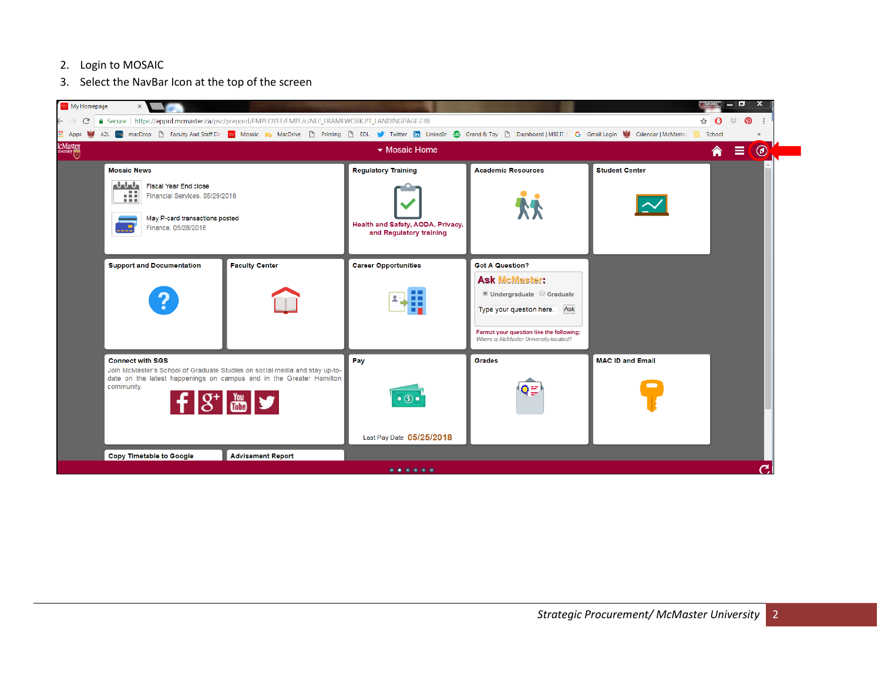2. Login to MOSAIC
3. Select the NavBar Icon at the top of the screen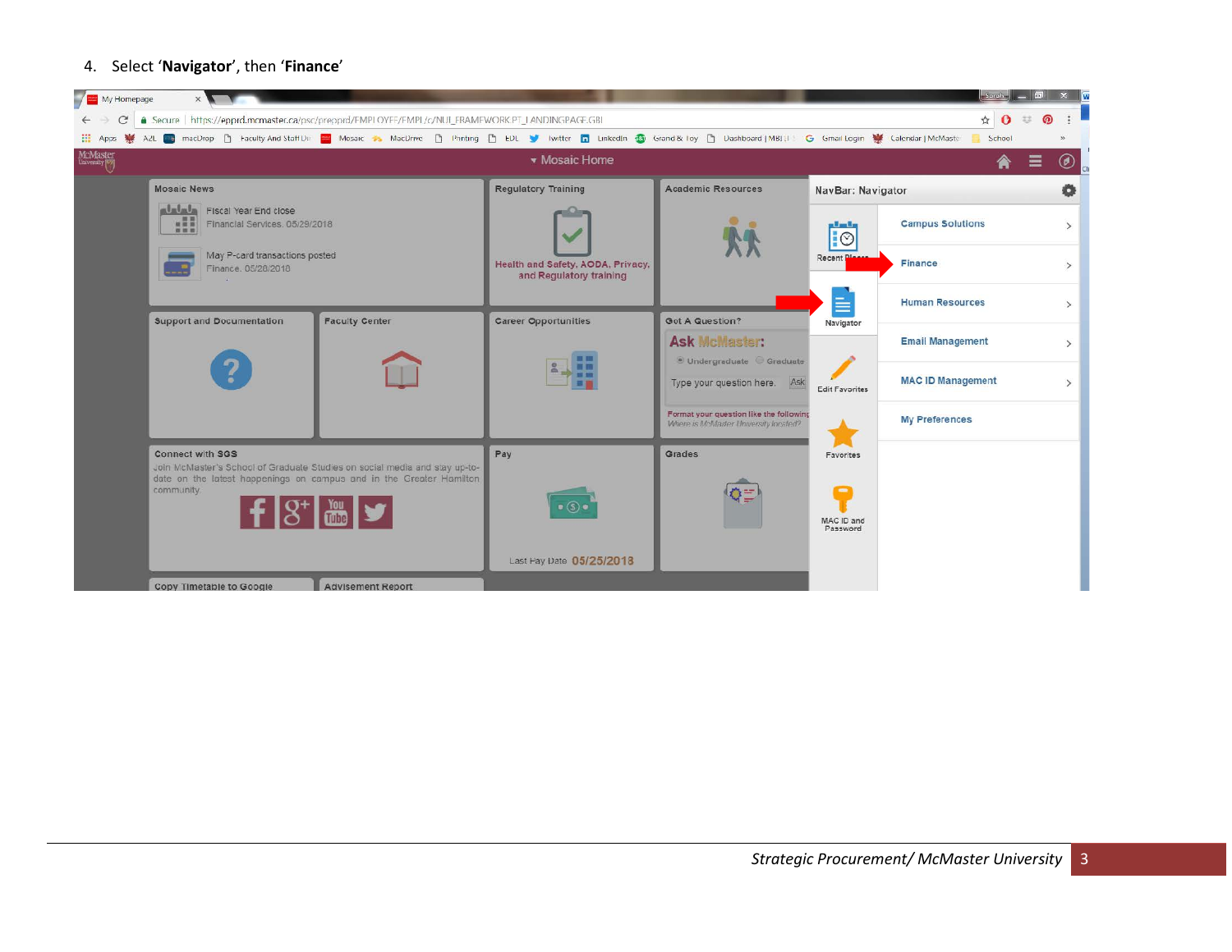4. Select '**Navigator**', then '**Finance**'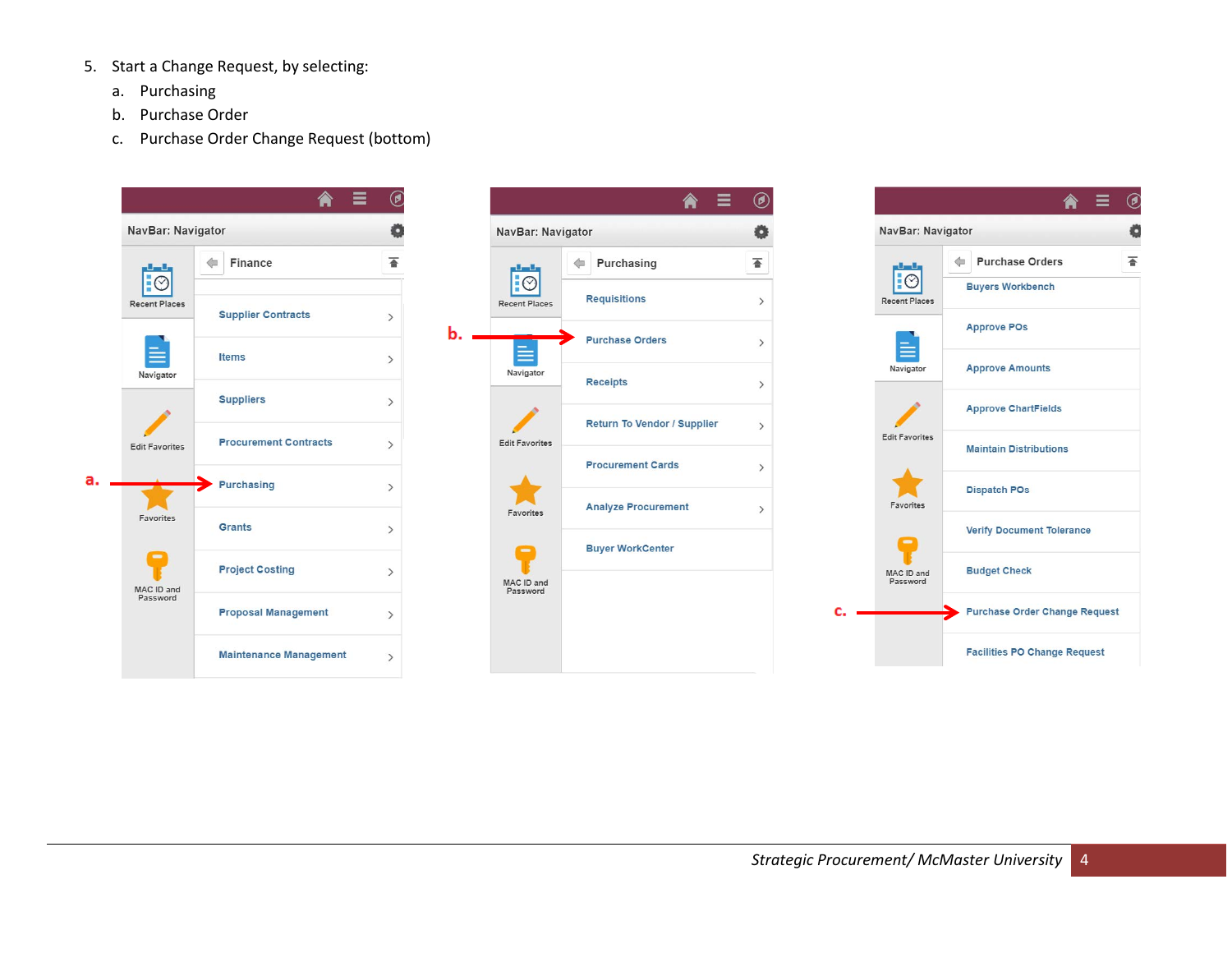5. Start a Change Request, by selecting:
   a. Purchasing
   b. Purchase Order
   c. Purchase Order Change Request (bottom)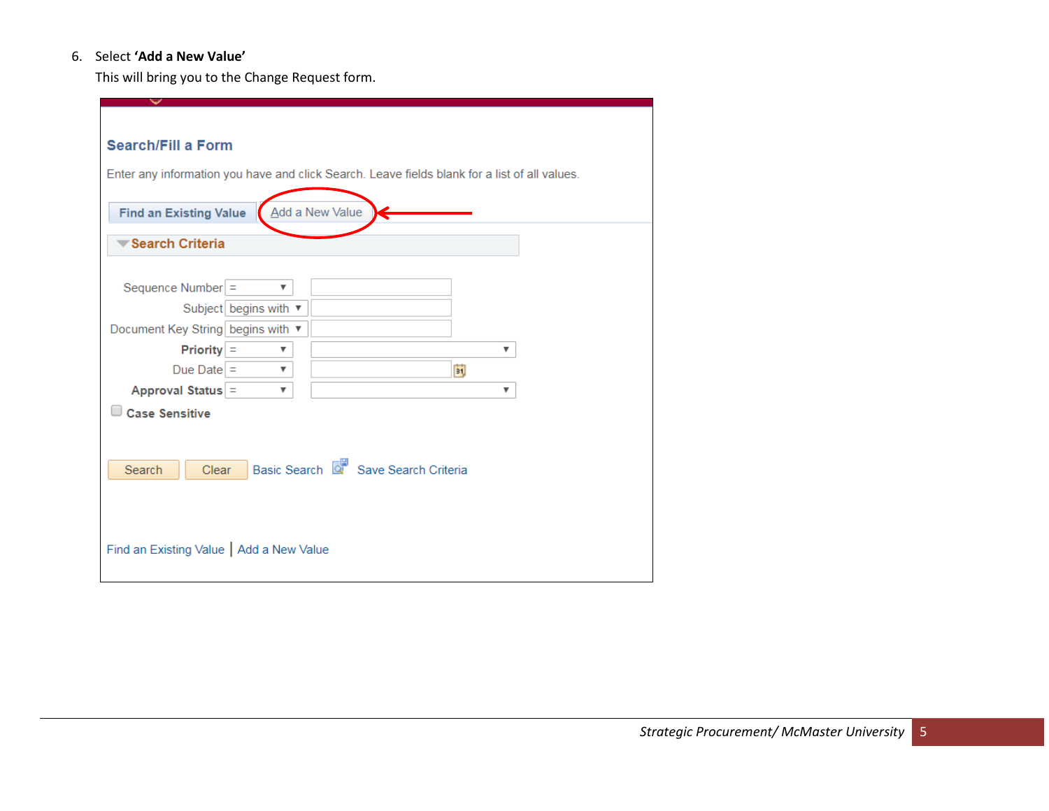6. Select **'Add a New Value'**
   This will bring you to the Change Request form.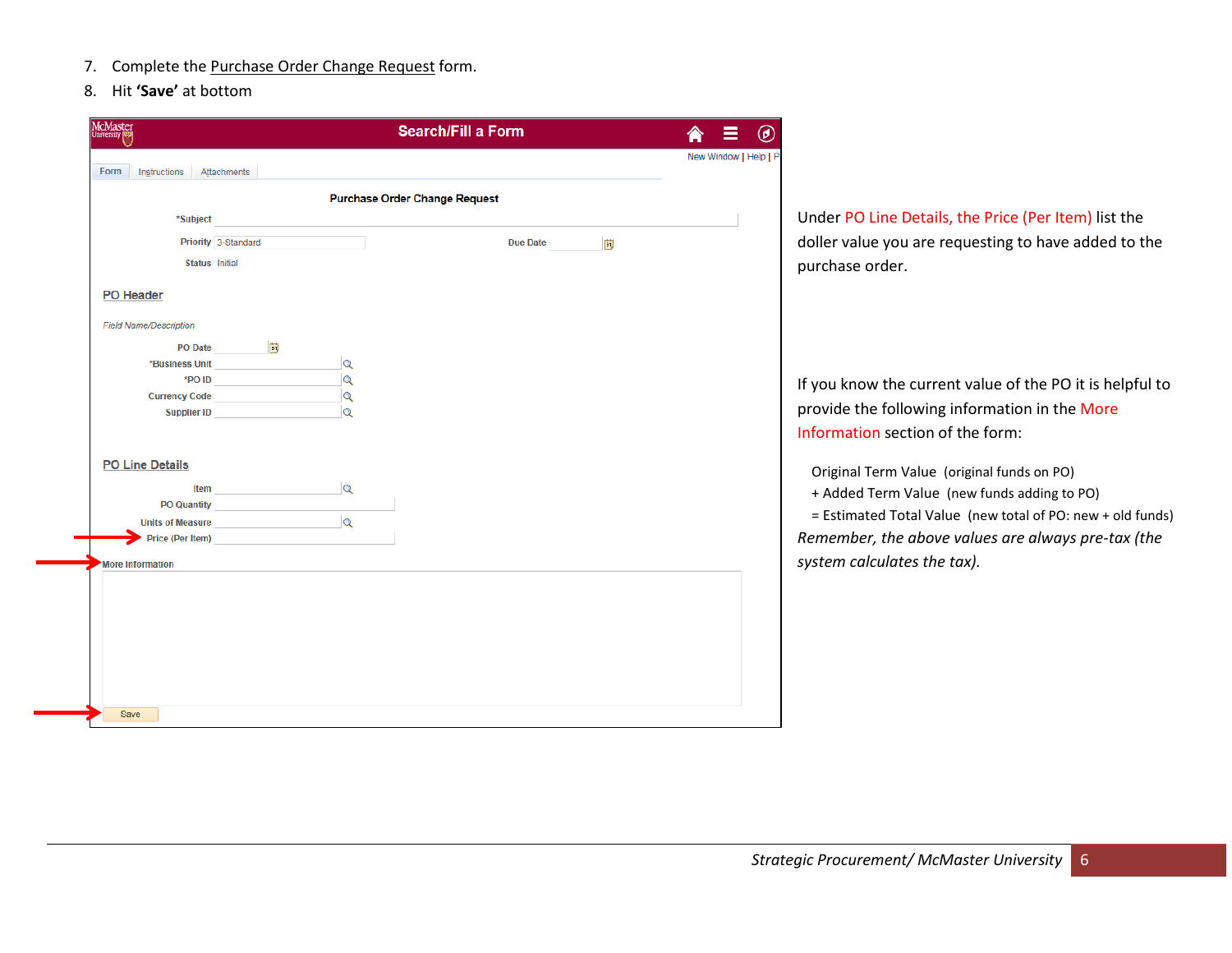7. Complete the Purchase Order Change Request form.
8. Hit **'Save'** at bottom

Search/Fill a Form

New Window | Help | P

Form | Instructions | Attachments

**Purchase Order Change Request**

*Subject

Priority 3-Standard

Due Date

Status Initial

PO Header

*Field Name/Description*

PO Date

*Business Unit

*PO ID

Currency Code

Supplier ID

PO Line Details

Item

PO Quantity

Units of Measure

Price (Per Item)

More Information

Save

Under PO Line Details, the Price (Per Item) list the doller value you are requesting to have added to the purchase order.

If you know the current value of the PO it is helpful to provide the following information in the More Information section of the form:

Original Term Value (original funds on PO)
+ Added Term Value (new funds adding to PO)
= Estimated Total Value (new total of PO: new + old funds)

*Remember, the above values are always pre-tax (the system calculates the tax).*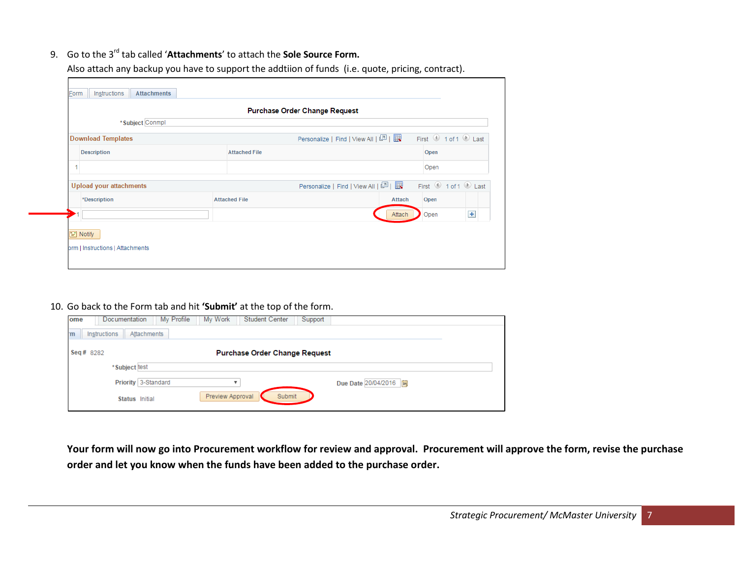9. Go to the 3rd tab called '**Attachments**' to attach the **Sole Source Form.** Also attach any backup you have to support the addtiion of funds (i.e. quote, pricing, contract).

10. Go back to the Form tab and hit **'Submit'** at the top of the form.

**Your form will now go into Procurement workflow for review and approval. Procurement will approve the form, revise the purchase order and let you know when the funds have been added to the purchase order.**